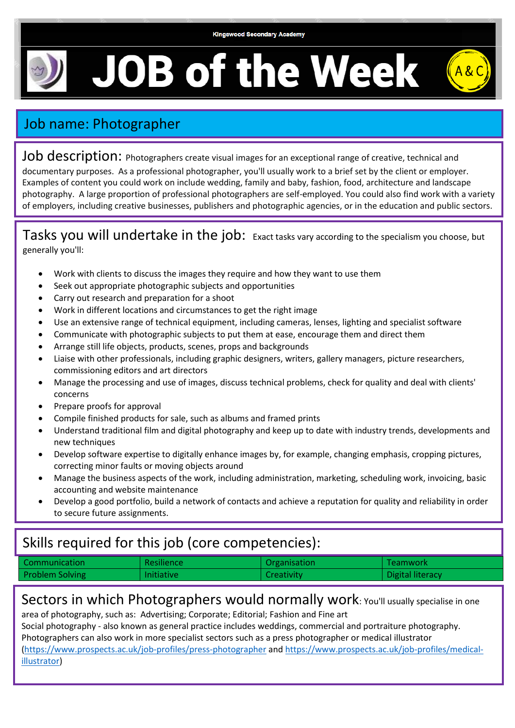Kingswood Secondary Academy

# JOB of the Week

## Job name: Photographer

**Job description:** Photographers create visual images for an exceptional range of creative, technical and documentary purposes. As a professional photographer, you'll usually work to a brief set by the client or employer. Examples of content you could work on include wedding, family and baby, fashion, food, architecture and landscape photography. A large proportion of professional photographers are self-employed. You could also find work with a variety of employers, including creative businesses, publishers and photographic agencies, or in the education and public sectors.

**Tasks you will undertake in the job:** Exact tasks vary according to the specialism you choose, but generally you'll:

- Work with clients to discuss the images they require and how they want to use them
- Seek out appropriate photographic subjects and opportunities
- Carry out research and preparation for a shoot
- Work in different locations and circumstances to get the right image
- Use an extensive range of technical equipment, including cameras, lenses, lighting and specialist software
- Communicate with photographic subjects to put them at ease, encourage them and direct them
- Arrange still life objects, products, scenes, props and backgrounds
- Liaise with other professionals, including graphic designers, writers, gallery managers, picture researchers, commissioning editors and art directors
- Manage the processing and use of images, discuss technical problems, check for quality and deal with clients' concerns
- Prepare proofs for approval
- Compile finished products for sale, such as albums and framed prints
- Understand traditional film and digital photography and keep up to date with industry trends, developments and new techniques
- Develop software expertise to digitally enhance images by, for example, changing emphasis, cropping pictures, correcting minor faults or moving objects around
- Manage the business aspects of the work, including administration, marketing, scheduling work, invoicing, basic accounting and website maintenance
- Develop a good portfolio, build a network of contacts and achieve a reputation for quality and reliability in order to secure future assignments.

## Skills required for this job (core competencies):

| | | | |
|---|---|---|---|
| Communication | Resilience | Organisation | Teamwork |
| Problem Solving | Initiative | Creativity | Digital literacy |

**Sectors in which Photographers would normally work:** You'll usually specialise in one area of photography, such as: Advertising; Corporate; Editorial; Fashion and Fine art
Social photography - also known as general practice includes weddings, commercial and portraiture photography.
Photographers can also work in more specialist sectors such as a press photographer or medical illustrator (https://www.prospects.ac.uk/job-profiles/press-photographer and https://www.prospects.ac.uk/job-profiles/medical-illustrator)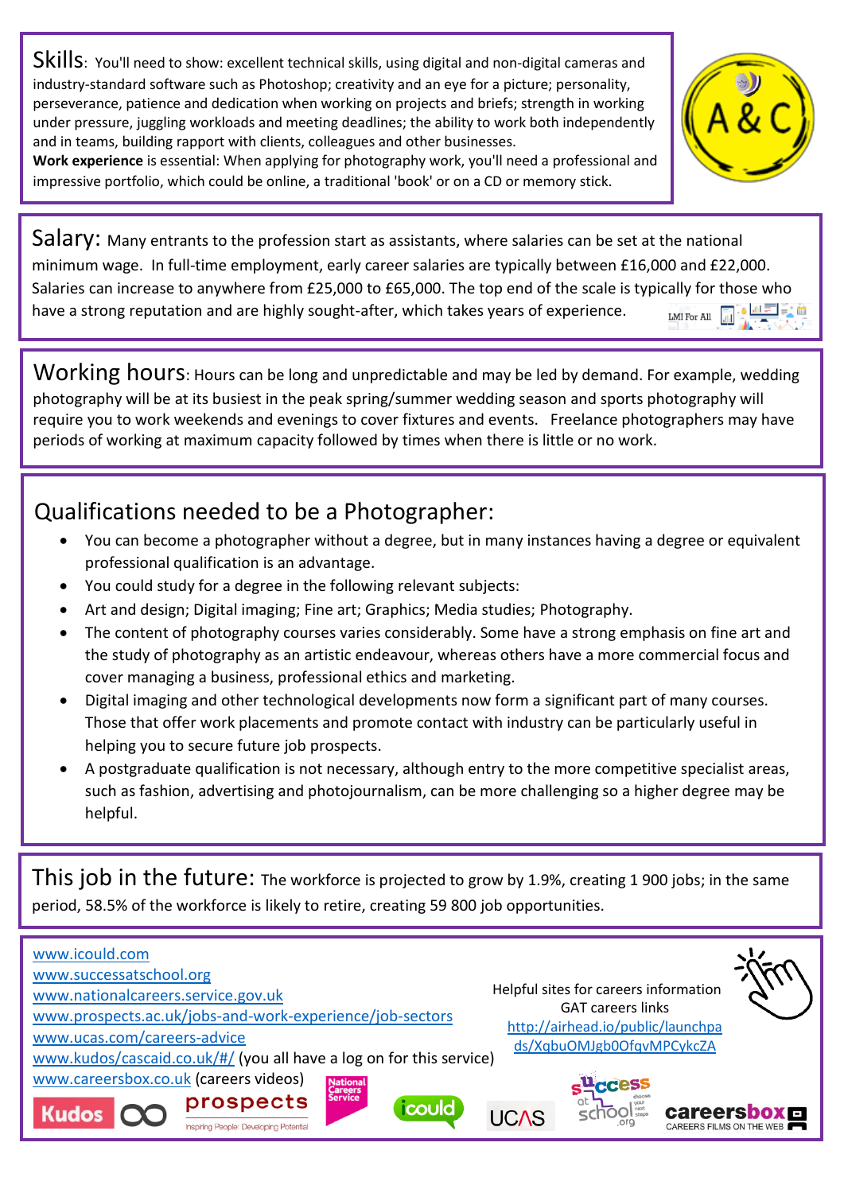**Skills**: You'll need to show: excellent technical skills, using digital and non-digital cameras and industry-standard software such as Photoshop; creativity and an eye for a picture; personality, perseverance, patience and dedication when working on projects and briefs; strength in working under pressure, juggling workloads and meeting deadlines; the ability to work both independently and in teams, building rapport with clients, colleagues and other businesses.

**Work experience** is essential: When applying for photography work, you'll need a professional and impressive portfolio, which could be online, a traditional 'book' or on a CD or memory stick.

**Salary**: Many entrants to the profession start as assistants, where salaries can be set at the national minimum wage. In full-time employment, early career salaries are typically between £16,000 and £22,000. Salaries can increase to anywhere from £25,000 to £65,000. The top end of the scale is typically for those who have a strong reputation and are highly sought-after, which takes years of experience.

LMI For All

**Working hours**: Hours can be long and unpredictable and may be led by demand. For example, wedding photography will be at its busiest in the peak spring/summer wedding season and sports photography will require you to work weekends and evenings to cover fixtures and events. Freelance photographers may have periods of working at maximum capacity followed by times when there is little or no work.

## Qualifications needed to be a Photographer:

- You can become a photographer without a degree, but in many instances having a degree or equivalent professional qualification is an advantage.
- You could study for a degree in the following relevant subjects:
- Art and design; Digital imaging; Fine art; Graphics; Media studies; Photography.
- The content of photography courses varies considerably. Some have a strong emphasis on fine art and the study of photography as an artistic endeavour, whereas others have a more commercial focus and cover managing a business, professional ethics and marketing.
- Digital imaging and other technological developments now form a significant part of many courses. Those that offer work placements and promote contact with industry can be particularly useful in helping you to secure future job prospects.
- A postgraduate qualification is not necessary, although entry to the more competitive specialist areas, such as fashion, advertising and photojournalism, can be more challenging so a higher degree may be helpful.

**This job in the future**: The workforce is projected to grow by 1.9%, creating 1 900 jobs; in the same period, 58.5% of the workforce is likely to retire, creating 59 800 job opportunities.

www.icould.com
www.successatschool.org
www.nationalcareers.service.gov.uk
www.prospects.ac.uk/jobs-and-work-experience/job-sectors
www.ucas.com/careers-advice
www.kudos/cascaid.co.uk/#/ (you all have a log on for this service)
www.careersbox.co.uk (careers videos)

Helpful sites for careers information
GAT careers links
http://airhead.io/public/launchpads/XqbuOMJgb0OfqvMPCykcZA